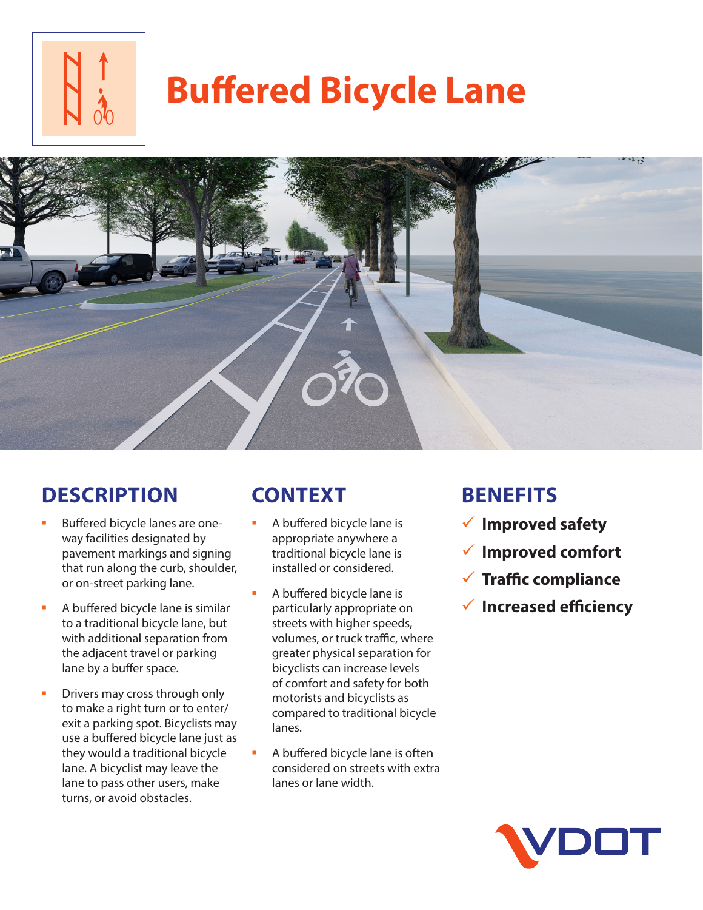# Buffered Bicycle Lane

## DESCRIPTION

- Buffered bicycle lanes are one-way facilities designated by pavement markings and signing that run along the curb, shoulder, or on-street parking lane.
- A buffered bicycle lane is similar to a traditional bicycle lane, but with additional separation from the adjacent travel or parking lane by a buffer space.
- Drivers may cross through only to make a right turn or to enter/exit a parking spot. Bicyclists may use a buffered bicycle lane just as they would a traditional bicycle lane. A bicyclist may leave the lane to pass other users, make turns, or avoid obstacles.

## CONTEXT

- A buffered bicycle lane is appropriate anywhere a traditional bicycle lane is installed or considered.
- A buffered bicycle lane is particularly appropriate on streets with higher speeds, volumes, or truck traffic, where greater physical separation for bicyclists can increase levels of comfort and safety for both motorists and bicyclists as compared to traditional bicycle lanes.
- A buffered bicycle lane is often considered on streets with extra lanes or lane width.

## BENEFITS

- ✓ **Improved safety**
- ✓ **Improved comfort**
- ✓ **Traffic compliance**
- ✓ **Increased efficiency**

VDOT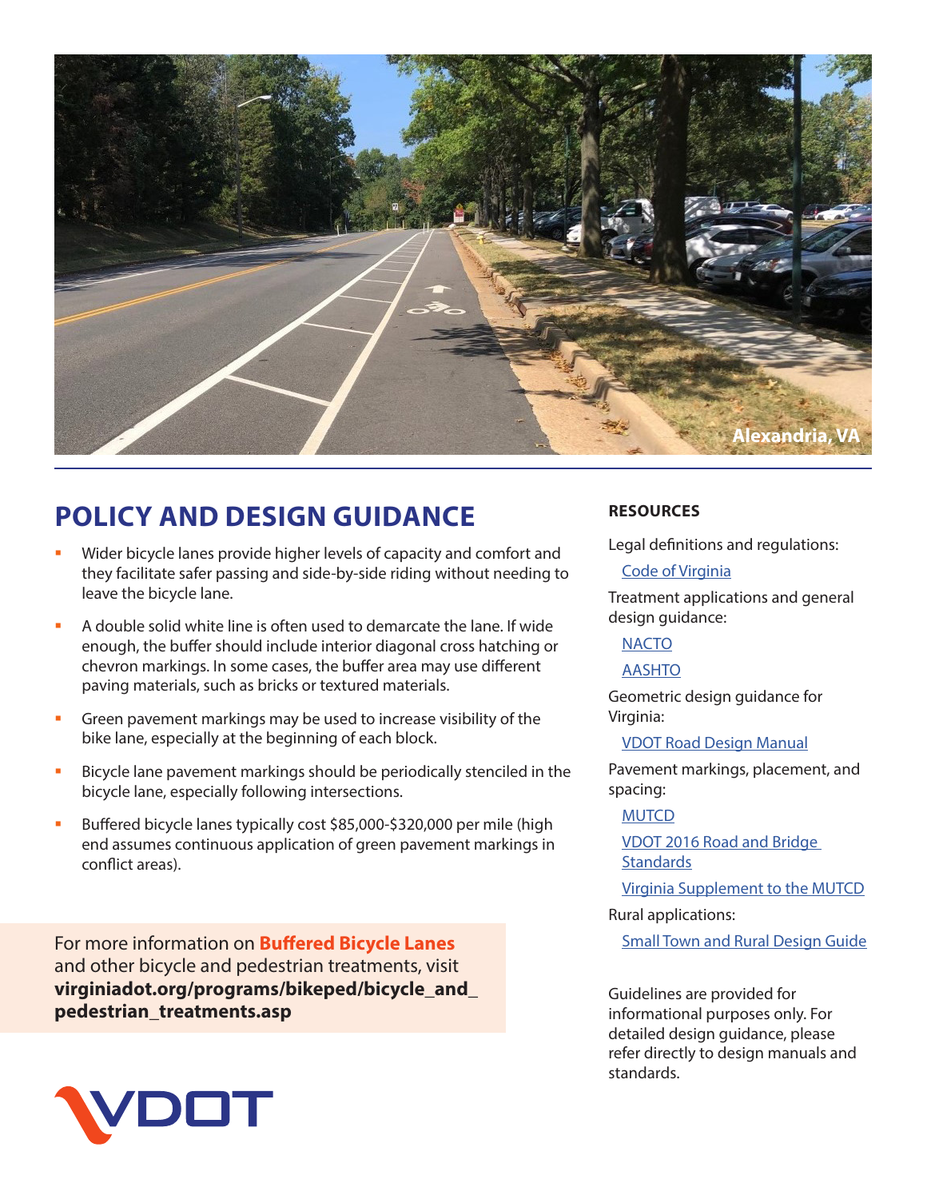Alexandria, VA

## POLICY AND DESIGN GUIDANCE

- Wider bicycle lanes provide higher levels of capacity and comfort and they facilitate safer passing and side-by-side riding without needing to leave the bicycle lane.
- A double solid white line is often used to demarcate the lane. If wide enough, the buffer should include interior diagonal cross hatching or chevron markings. In some cases, the buffer area may use different paving materials, such as bricks or textured materials.
- Green pavement markings may be used to increase visibility of the bike lane, especially at the beginning of each block.
- Bicycle lane pavement markings should be periodically stenciled in the bicycle lane, especially following intersections.
- Buffered bicycle lanes typically cost $85,000-$320,000 per mile (high end assumes continuous application of green pavement markings in conflict areas).

For more information on **Buffered Bicycle Lanes** and other bicycle and pedestrian treatments, visit **virginiadot.org/programs/bikeped/bicycle_and_pedestrian_treatments.asp**

### RESOURCES

Legal definitions and regulations:

- Code of Virginia

Treatment applications and general design guidance:

- NACTO
- AASHTO

Geometric design guidance for Virginia:

- VDOT Road Design Manual

Pavement markings, placement, and spacing:

- MUTCD
- VDOT 2016 Road and Bridge Standards
- Virginia Supplement to the MUTCD

Rural applications:

- Small Town and Rural Design Guide

Guidelines are provided for informational purposes only. For detailed design guidance, please refer directly to design manuals and standards.

VDOT